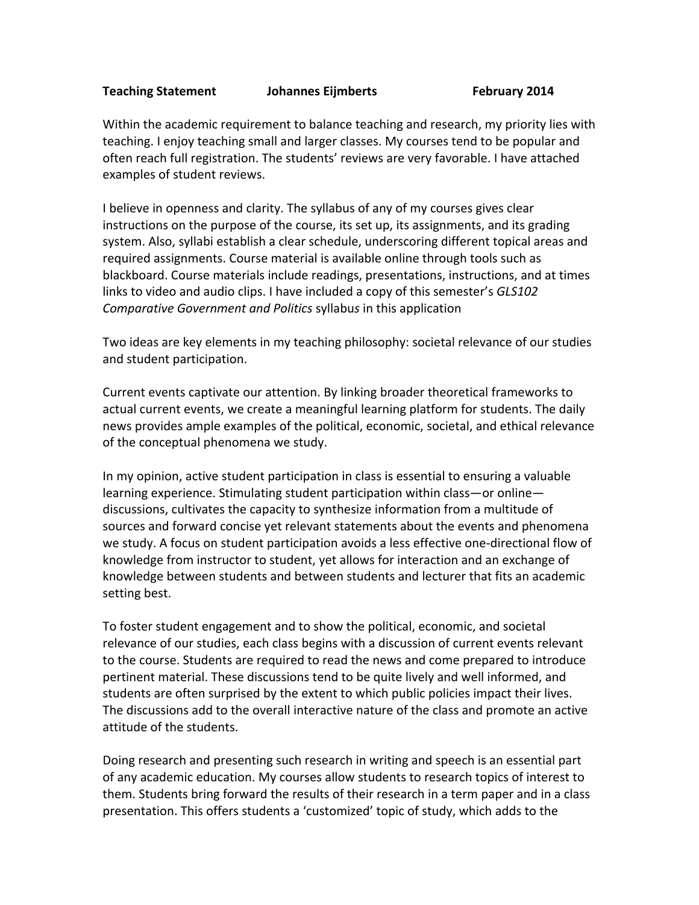**Teaching Statement    Johannes Eijmberts    February 2014**

Within the academic requirement to balance teaching and research, my priority lies with teaching. I enjoy teaching small and larger classes. My courses tend to be popular and often reach full registration. The students' reviews are very favorable. I have attached examples of student reviews.

I believe in openness and clarity. The syllabus of any of my courses gives clear instructions on the purpose of the course, its set up, its assignments, and its grading system. Also, syllabi establish a clear schedule, underscoring different topical areas and required assignments. Course material is available online through tools such as blackboard. Course materials include readings, presentations, instructions, and at times links to video and audio clips. I have included a copy of this semester's *GLS102 Comparative Government and Politics* syllabus in this application

Two ideas are key elements in my teaching philosophy: societal relevance of our studies and student participation.

Current events captivate our attention. By linking broader theoretical frameworks to actual current events, we create a meaningful learning platform for students. The daily news provides ample examples of the political, economic, societal, and ethical relevance of the conceptual phenomena we study.

In my opinion, active student participation in class is essential to ensuring a valuable learning experience. Stimulating student participation within class—or online—discussions, cultivates the capacity to synthesize information from a multitude of sources and forward concise yet relevant statements about the events and phenomena we study. A focus on student participation avoids a less effective one-directional flow of knowledge from instructor to student, yet allows for interaction and an exchange of knowledge between students and between students and lecturer that fits an academic setting best.

To foster student engagement and to show the political, economic, and societal relevance of our studies, each class begins with a discussion of current events relevant to the course. Students are required to read the news and come prepared to introduce pertinent material. These discussions tend to be quite lively and well informed, and students are often surprised by the extent to which public policies impact their lives. The discussions add to the overall interactive nature of the class and promote an active attitude of the students.

Doing research and presenting such research in writing and speech is an essential part of any academic education. My courses allow students to research topics of interest to them. Students bring forward the results of their research in a term paper and in a class presentation. This offers students a 'customized' topic of study, which adds to the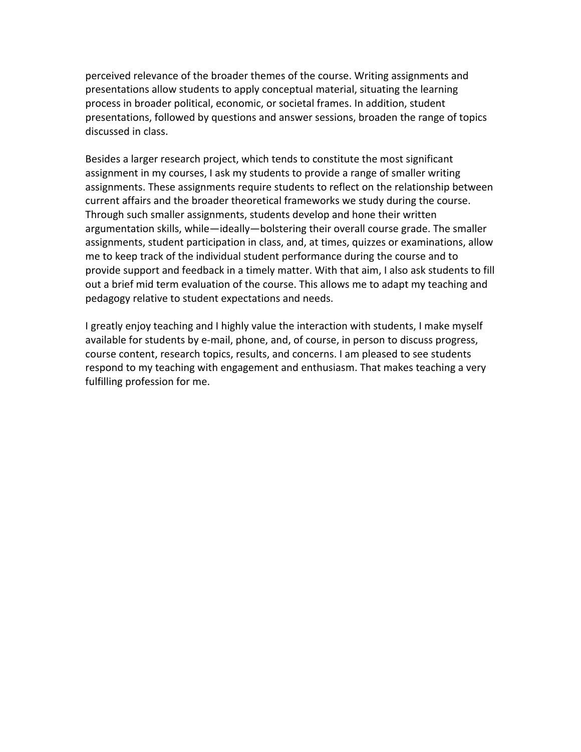perceived relevance of the broader themes of the course. Writing assignments and presentations allow students to apply conceptual material, situating the learning process in broader political, economic, or societal frames. In addition, student presentations, followed by questions and answer sessions, broaden the range of topics discussed in class.

Besides a larger research project, which tends to constitute the most significant assignment in my courses, I ask my students to provide a range of smaller writing assignments. These assignments require students to reflect on the relationship between current affairs and the broader theoretical frameworks we study during the course. Through such smaller assignments, students develop and hone their written argumentation skills, while—ideally—bolstering their overall course grade. The smaller assignments, student participation in class, and, at times, quizzes or examinations, allow me to keep track of the individual student performance during the course and to provide support and feedback in a timely matter. With that aim, I also ask students to fill out a brief mid term evaluation of the course. This allows me to adapt my teaching and pedagogy relative to student expectations and needs.

I greatly enjoy teaching and I highly value the interaction with students, I make myself available for students by e-mail, phone, and, of course, in person to discuss progress, course content, research topics, results, and concerns. I am pleased to see students respond to my teaching with engagement and enthusiasm. That makes teaching a very fulfilling profession for me.